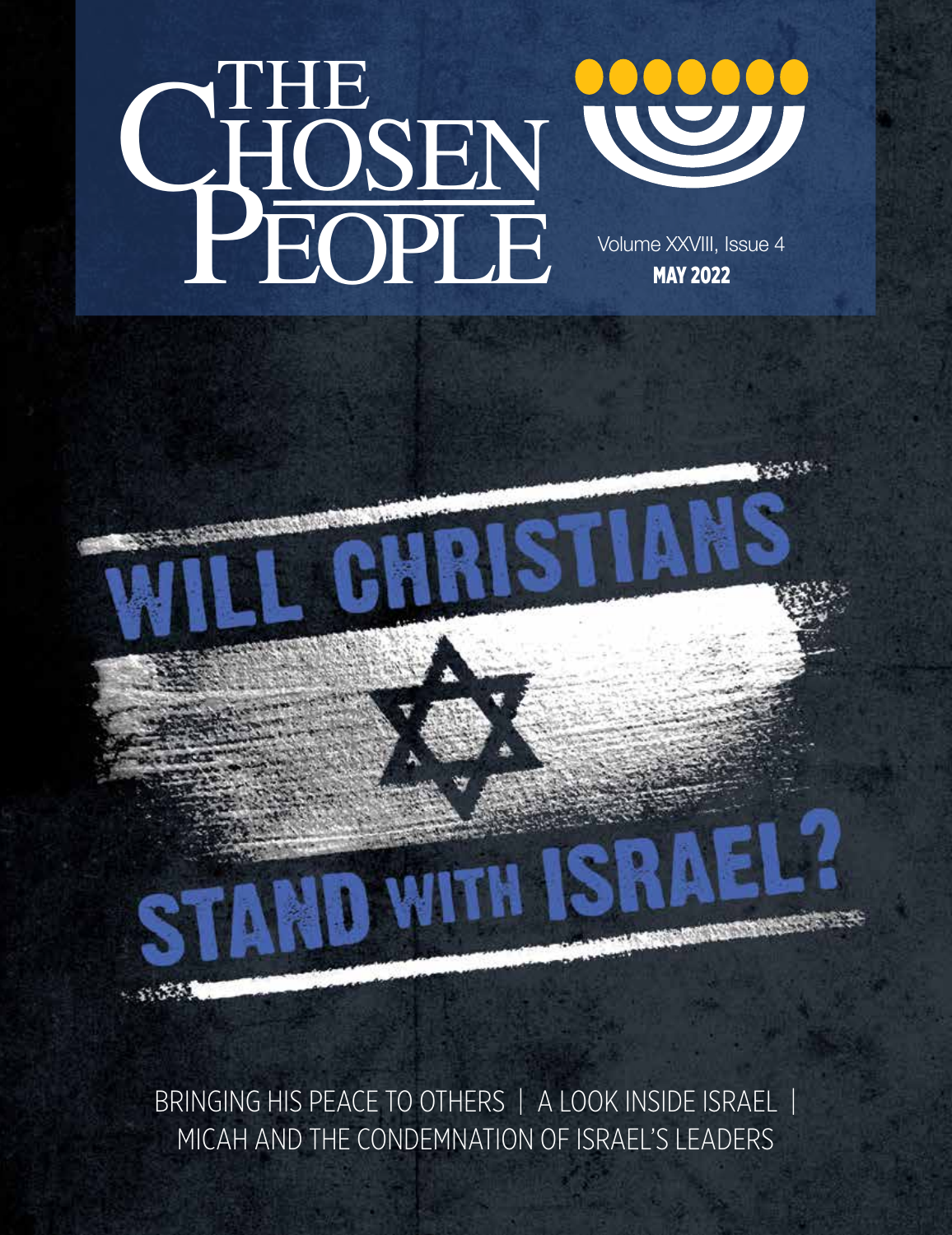# THE CHOSEN PEOPLE

Volume XXVIII, Issue 4
**MAY 2022**

# WILL CHRISTIANS STAND WITH ISRAEL?

BRINGING HIS PEACE TO OTHERS | A LOOK INSIDE ISRAEL | MICAH AND THE CONDEMNATION OF ISRAEL'S LEADERS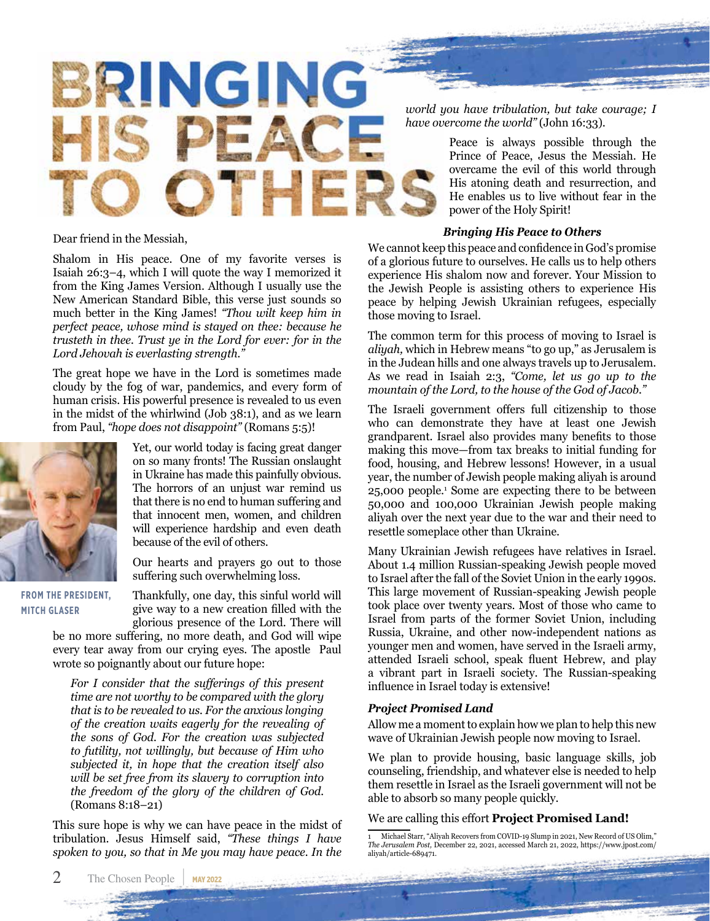# BRINGING HIS PEACE TO OTHERS

Dear friend in the Messiah,

Shalom in His peace. One of my favorite verses is Isaiah 26:3–4, which I will quote the way I memorized it from the King James Version. Although I usually use the New American Standard Bible, this verse just sounds so much better in the King James! *"Thou wilt keep him in perfect peace, whose mind is stayed on thee: because he trusteth in thee. Trust ye in the Lord for ever: for in the Lord Jehovah is everlasting strength."*

The great hope we have in the Lord is sometimes made cloudy by the fog of war, pandemics, and every form of human crisis. His powerful presence is revealed to us even in the midst of the whirlwind (Job 38:1), and as we learn from Paul, *"hope does not disappoint"* (Romans 5:5)!

Yet, our world today is facing great danger on so many fronts! The Russian onslaught in Ukraine has made this painfully obvious. The horrors of an unjust war remind us that there is no end to human suffering and that innocent men, women, and children will experience hardship and even death because of the evil of others.

FROM THE PRESIDENT, MITCH GLASER

Our hearts and prayers go out to those suffering such overwhelming loss.

Thankfully, one day, this sinful world will give way to a new creation filled with the glorious presence of the Lord. There will be no more suffering, no more death, and God will wipe every tear away from our crying eyes. The apostle Paul wrote so poignantly about our future hope:

> *For I consider that the sufferings of this present time are not worthy to be compared with the glory that is to be revealed to us. For the anxious longing of the creation waits eagerly for the revealing of the sons of God. For the creation was subjected to futility, not willingly, but because of Him who subjected it, in hope that the creation itself also will be set free from its slavery to corruption into the freedom of the glory of the children of God.* (Romans 8:18–21)

This sure hope is why we can have peace in the midst of tribulation. Jesus Himself said, *"These things I have spoken to you, so that in Me you may have peace. In the world you have tribulation, but take courage; I have overcome the world"* (John 16:33).

Peace is always possible through the Prince of Peace, Jesus the Messiah. He overcame the evil of this world through His atoning death and resurrection, and He enables us to live without fear in the power of the Holy Spirit!

### *Bringing His Peace to Others*

We cannot keep this peace and confidence in God's promise of a glorious future to ourselves. He calls us to help others experience His shalom now and forever. Your Mission to the Jewish People is assisting others to experience His peace by helping Jewish Ukrainian refugees, especially those moving to Israel.

The common term for this process of moving to Israel is *aliyah,* which in Hebrew means "to go up," as Jerusalem is in the Judean hills and one always travels up to Jerusalem. As we read in Isaiah 2:3, *"Come, let us go up to the mountain of the Lord, to the house of the God of Jacob."*

The Israeli government offers full citizenship to those who can demonstrate they have at least one Jewish grandparent. Israel also provides many benefits to those making this move—from tax breaks to initial funding for food, housing, and Hebrew lessons! However, in a usual year, the number of Jewish people making aliyah is around 25,000 people.[1] Some are expecting there to be between 50,000 and 100,000 Ukrainian Jewish people making aliyah over the next year due to the war and their need to resettle someplace other than Ukraine.

Many Ukrainian Jewish refugees have relatives in Israel. About 1.4 million Russian-speaking Jewish people moved to Israel after the fall of the Soviet Union in the early 1990s. This large movement of Russian-speaking Jewish people took place over twenty years. Most of those who came to Israel from parts of the former Soviet Union, including Russia, Ukraine, and other now-independent nations as younger men and women, have served in the Israeli army, attended Israeli school, speak fluent Hebrew, and play a vibrant part in Israeli society. The Russian-speaking influence in Israel today is extensive!

### *Project Promised Land*

Allow me a moment to explain how we plan to help this new wave of Ukrainian Jewish people now moving to Israel.

We plan to provide housing, basic language skills, job counseling, friendship, and whatever else is needed to help them resettle in Israel as the Israeli government will not be able to absorb so many people quickly.

We are calling this effort **Project Promised Land!**

---

1 Michael Starr, "Aliyah Recovers from COVID-19 Slump in 2021, New Record of US Olim," *The Jerusalem Post,* December 22, 2021, accessed March 21, 2022, https://www.jpost.com/aliyah/article-689471.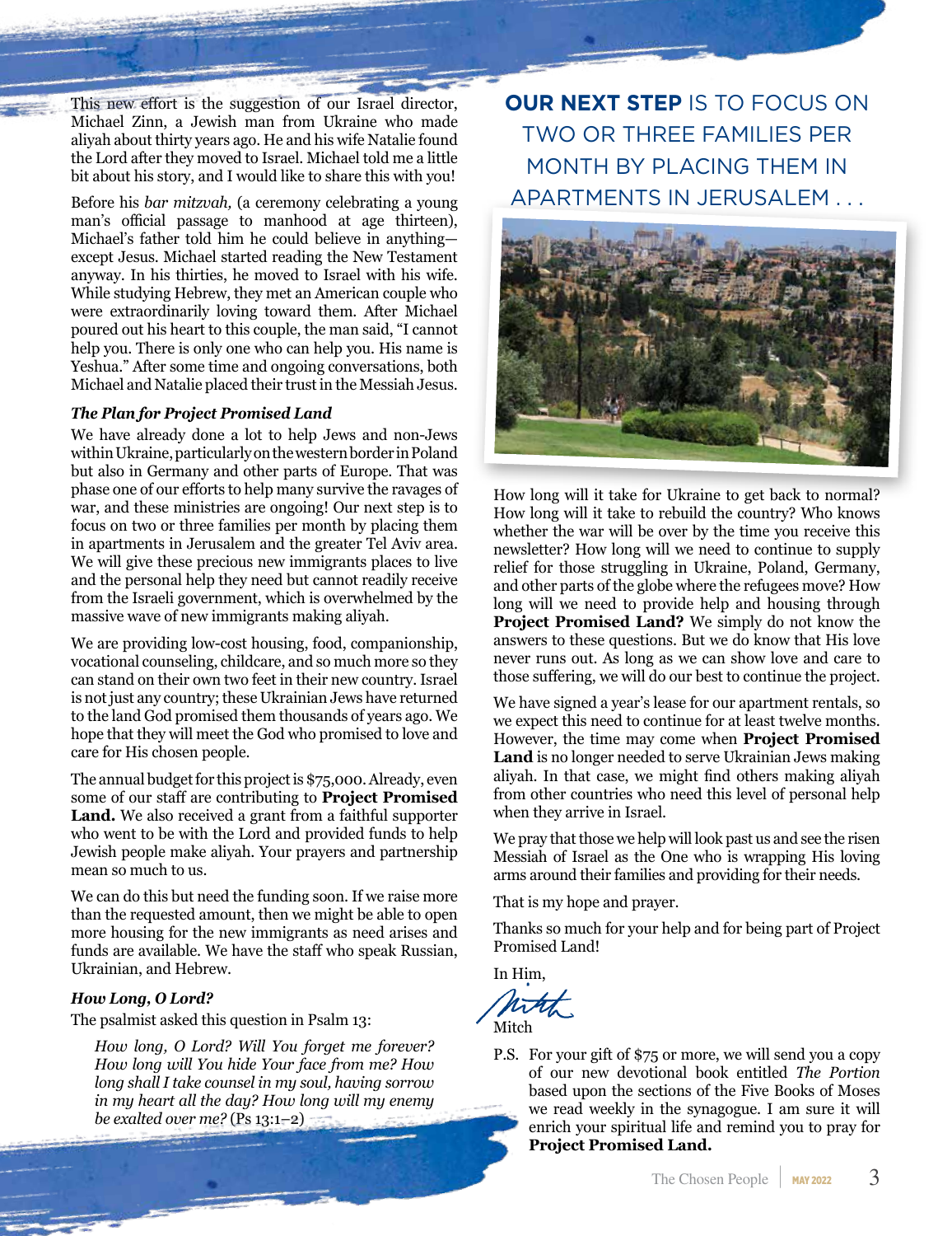This new effort is the suggestion of our Israel director, Michael Zinn, a Jewish man from Ukraine who made aliyah about thirty years ago. He and his wife Natalie found the Lord after they moved to Israel. Michael told me a little bit about his story, and I would like to share this with you!

Before his *bar mitzvah,* (a ceremony celebrating a young man's official passage to manhood at age thirteen), Michael's father told him he could believe in anything—except Jesus. Michael started reading the New Testament anyway. In his thirties, he moved to Israel with his wife. While studying Hebrew, they met an American couple who were extraordinarily loving toward them. After Michael poured out his heart to this couple, the man said, "I cannot help you. There is only one who can help you. His name is Yeshua." After some time and ongoing conversations, both Michael and Natalie placed their trust in the Messiah Jesus.

### *The Plan for Project Promised Land*

We have already done a lot to help Jews and non-Jews within Ukraine, particularly on the western border in Poland but also in Germany and other parts of Europe. That was phase one of our efforts to help many survive the ravages of war, and these ministries are ongoing! Our next step is to focus on two or three families per month by placing them in apartments in Jerusalem and the greater Tel Aviv area. We will give these precious new immigrants places to live and the personal help they need but cannot readily receive from the Israeli government, which is overwhelmed by the massive wave of new immigrants making aliyah.

We are providing low-cost housing, food, companionship, vocational counseling, childcare, and so much more so they can stand on their own two feet in their new country. Israel is not just any country; these Ukrainian Jews have returned to the land God promised them thousands of years ago. We hope that they will meet the God who promised to love and care for His chosen people.

The annual budget for this project is $75,000. Already, even some of our staff are contributing to **Project Promised Land.** We also received a grant from a faithful supporter who went to be with the Lord and provided funds to help Jewish people make aliyah. Your prayers and partnership mean so much to us.

We can do this but need the funding soon. If we raise more than the requested amount, then we might be able to open more housing for the new immigrants as need arises and funds are available. We have the staff who speak Russian, Ukrainian, and Hebrew.

### *How Long, O Lord?*

The psalmist asked this question in Psalm 13:

> *How long, O Lord? Will You forget me forever? How long will You hide Your face from me? How long shall I take counsel in my soul, having sorrow in my heart all the day? How long will my enemy be exalted over me?* (Ps 13:1–2)

**OUR NEXT STEP** IS TO FOCUS ON TWO OR THREE FAMILIES PER MONTH BY PLACING THEM IN APARTMENTS IN JERUSALEM . . .

How long will it take for Ukraine to get back to normal? How long will it take to rebuild the country? Who knows whether the war will be over by the time you receive this newsletter? How long will we need to continue to supply relief for those struggling in Ukraine, Poland, Germany, and other parts of the globe where the refugees move? How long will we need to provide help and housing through **Project Promised Land?** We simply do not know the answers to these questions. But we do know that His love never runs out. As long as we can show love and care to those suffering, we will do our best to continue the project.

We have signed a year's lease for our apartment rentals, so we expect this need to continue for at least twelve months. However, the time may come when **Project Promised Land** is no longer needed to serve Ukrainian Jews making aliyah. In that case, we might find others making aliyah from other countries who need this level of personal help when they arrive in Israel.

We pray that those we help will look past us and see the risen Messiah of Israel as the One who is wrapping His loving arms around their families and providing for their needs.

That is my hope and prayer.

Thanks so much for your help and for being part of Project Promised Land!

In Him,

Mitch

P.S. For your gift of $75 or more, we will send you a copy of our new devotional book entitled *The Portion* based upon the sections of the Five Books of Moses we read weekly in the synagogue. I am sure it will enrich your spiritual life and remind you to pray for **Project Promised Land.**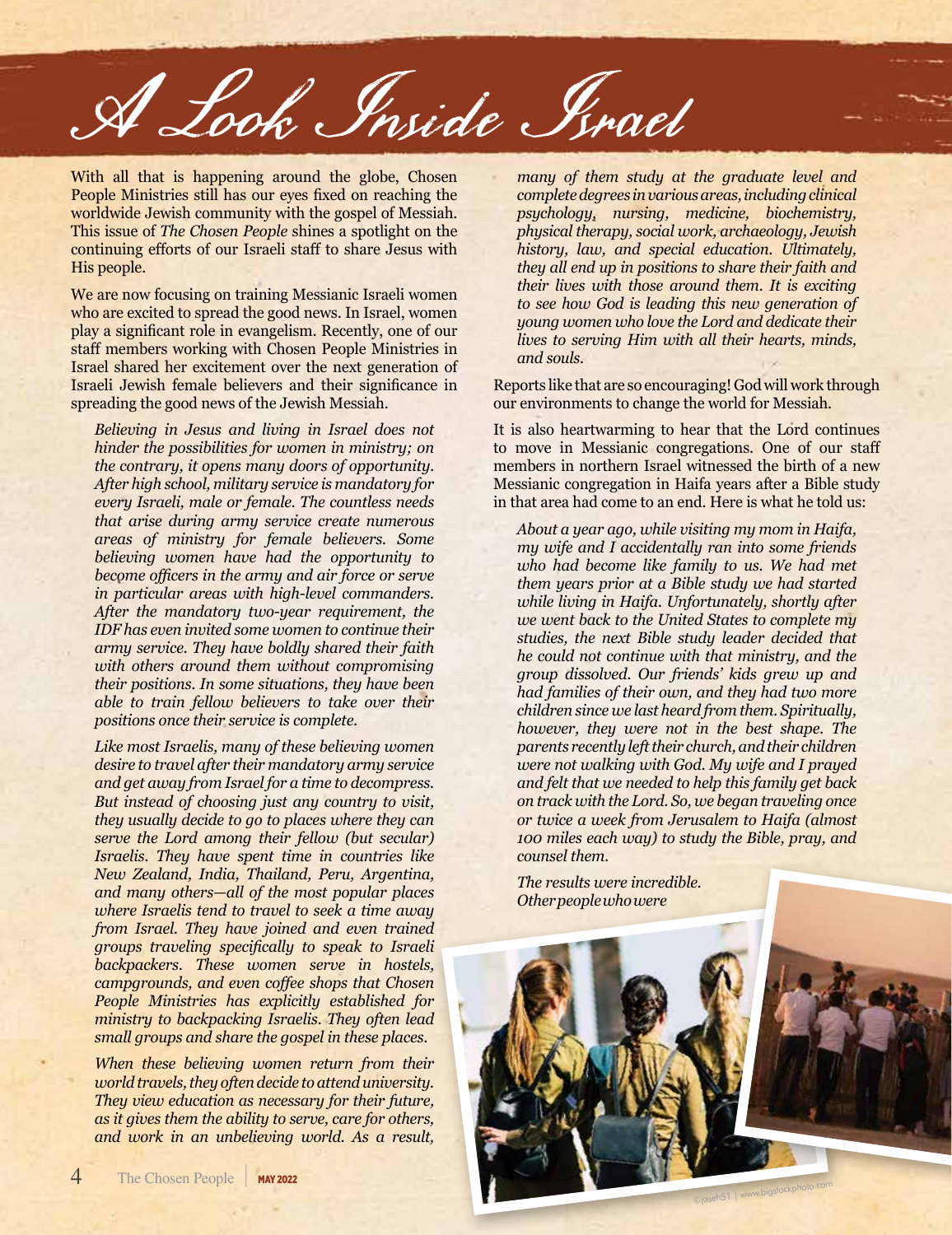# A Look Inside Israel

With all that is happening around the globe, Chosen People Ministries still has our eyes fixed on reaching the worldwide Jewish community with the gospel of Messiah. This issue of *The Chosen People* shines a spotlight on the continuing efforts of our Israeli staff to share Jesus with His people.

We are now focusing on training Messianic Israeli women who are excited to spread the good news. In Israel, women play a significant role in evangelism. Recently, one of our staff members working with Chosen People Ministries in Israel shared her excitement over the next generation of Israeli Jewish female believers and their significance in spreading the good news of the Jewish Messiah.

> *Believing in Jesus and living in Israel does not hinder the possibilities for women in ministry; on the contrary, it opens many doors of opportunity. After high school, military service is mandatory for every Israeli, male or female. The countless needs that arise during army service create numerous areas of ministry for female believers. Some believing women have had the opportunity to become officers in the army and air force or serve in particular areas with high-level commanders. After the mandatory two-year requirement, the IDF has even invited some women to continue their army service. They have boldly shared their faith with others around them without compromising their positions. In some situations, they have been able to train fellow believers to take over their positions once their service is complete.*
>
> *Like most Israelis, many of these believing women desire to travel after their mandatory army service and get away from Israel for a time to decompress. But instead of choosing just any country to visit, they usually decide to go to places where they can serve the Lord among their fellow (but secular) Israelis. They have spent time in countries like New Zealand, India, Thailand, Peru, Argentina, and many others—all of the most popular places where Israelis tend to travel to seek a time away from Israel. They have joined and even trained groups traveling specifically to speak to Israeli backpackers. These women serve in hostels, campgrounds, and even coffee shops that Chosen People Ministries has explicitly established for ministry to backpacking Israelis. They often lead small groups and share the gospel in these places.*
>
> *When these believing women return from their world travels, they often decide to attend university. They view education as necessary for their future, as it gives them the ability to serve, care for others, and work in an unbelieving world. As a result, many of them study at the graduate level and complete degrees in various areas, including clinical psychology, nursing, medicine, biochemistry, physical therapy, social work, archaeology, Jewish history, law, and special education. Ultimately, they all end up in positions to share their faith and their lives with those around them. It is exciting to see how God is leading this new generation of young women who love the Lord and dedicate their lives to serving Him with all their hearts, minds, and souls.*

Reports like that are so encouraging! God will work through our environments to change the world for Messiah.

It is also heartwarming to hear that the Lord continues to move in Messianic congregations. One of our staff members in northern Israel witnessed the birth of a new Messianic congregation in Haifa years after a Bible study in that area had come to an end. Here is what he told us:

> *About a year ago, while visiting my mom in Haifa, my wife and I accidentally ran into some friends who had become like family to us. We had met them years prior at a Bible study we had started while living in Haifa. Unfortunately, shortly after we went back to the United States to complete my studies, the next Bible study leader decided that he could not continue with that ministry, and the group dissolved. Our friends' kids grew up and had families of their own, and they had two more children since we last heard from them. Spiritually, however, they were not in the best shape. The parents recently left their church, and their children were not walking with God. My wife and I prayed and felt that we needed to help this family get back on track with the Lord. So, we began traveling once or twice a week from Jerusalem to Haifa (almost 100 miles each way) to study the Bible, pray, and counsel them.*
>
> *The results were incredible. Other people who were*

©joseh51 | www.bigstockphoto.com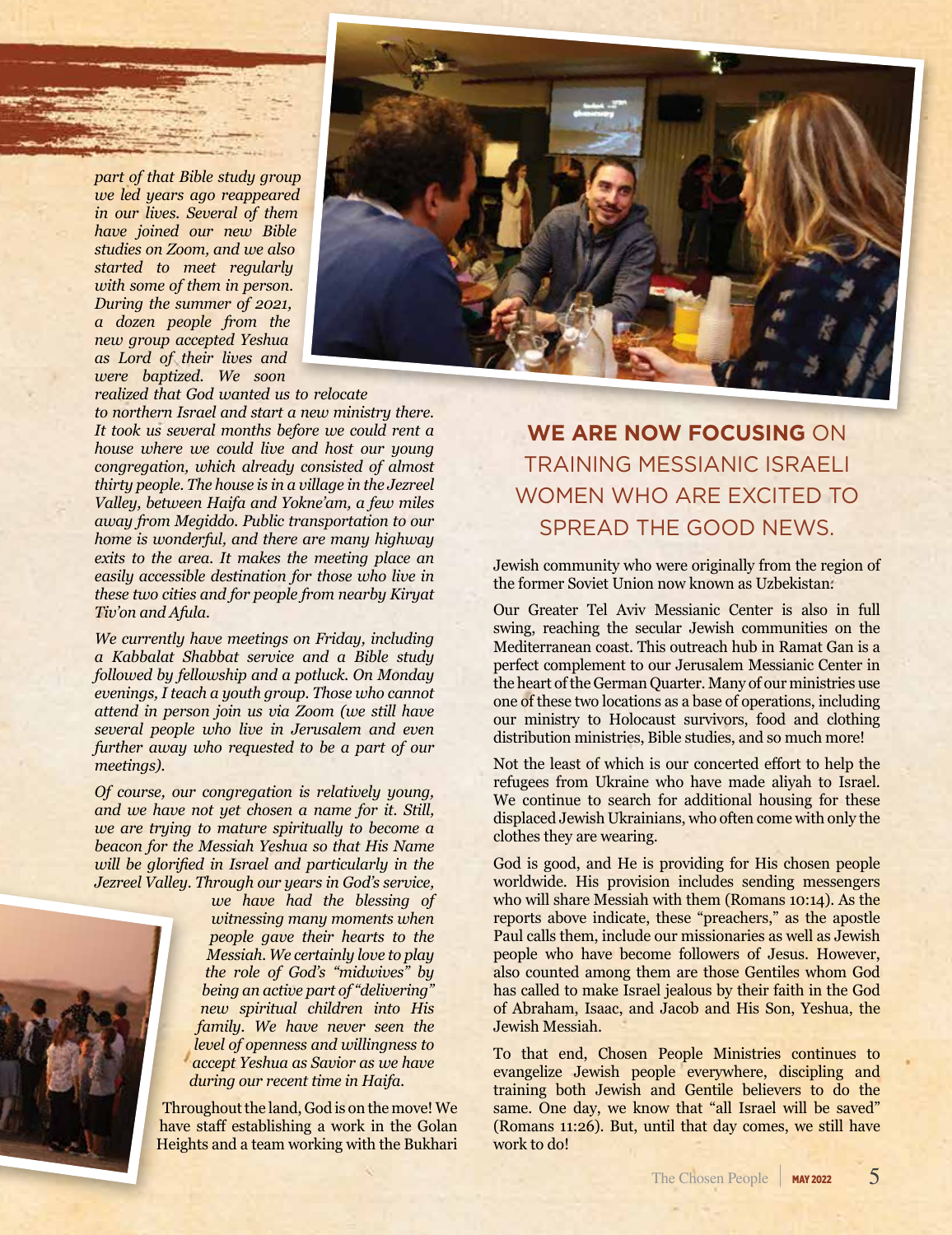*part of that Bible study group we led years ago reappeared in our lives. Several of them have joined our new Bible studies on Zoom, and we also started to meet regularly with some of them in person. During the summer of 2021, a dozen people from the new group accepted Yeshua as Lord of their lives and were baptized. We soon realized that God wanted us to relocate to northern Israel and start a new ministry there. It took us several months before we could rent a house where we could live and host our young congregation, which already consisted of almost thirty people. The house is in a village in the Jezreel Valley, between Haifa and Yokne'am, a few miles away from Megiddo. Public transportation to our home is wonderful, and there are many highway exits to the area. It makes the meeting place an easily accessible destination for those who live in these two cities and for people from nearby Kiryat Tiv'on and Afula.*

*We currently have meetings on Friday, including a Kabbalat Shabbat service and a Bible study followed by fellowship and a potluck. On Monday evenings, I teach a youth group. Those who cannot attend in person join us via Zoom (we still have several people who live in Jerusalem and even further away who requested to be a part of our meetings).*

*Of course, our congregation is relatively young, and we have not yet chosen a name for it. Still, we are trying to mature spiritually to become a beacon for the Messiah Yeshua so that His Name will be glorified in Israel and particularly in the Jezreel Valley. Through our years in God's service, we have had the blessing of witnessing many moments when people gave their hearts to the Messiah. We certainly love to play the role of God's "midwives" by being an active part of "delivering" new spiritual children into His family. We have never seen the level of openness and willingness to accept Yeshua as Savior as we have during our recent time in Haifa.*

Throughout the land, God is on the move! We have staff establishing a work in the Golan Heights and a team working with the Bukhari Jewish community who were originally from the region of the former Soviet Union now known as Uzbekistan.

**WE ARE NOW FOCUSING** ON TRAINING MESSIANIC ISRAELI WOMEN WHO ARE EXCITED TO SPREAD THE GOOD NEWS.

Our Greater Tel Aviv Messianic Center is also in full swing, reaching the secular Jewish communities on the Mediterranean coast. This outreach hub in Ramat Gan is a perfect complement to our Jerusalem Messianic Center in the heart of the German Quarter. Many of our ministries use one of these two locations as a base of operations, including our ministry to Holocaust survivors, food and clothing distribution ministries, Bible studies, and so much more!

Not the least of which is our concerted effort to help the refugees from Ukraine who have made aliyah to Israel. We continue to search for additional housing for these displaced Jewish Ukrainians, who often come with only the clothes they are wearing.

God is good, and He is providing for His chosen people worldwide. His provision includes sending messengers who will share Messiah with them (Romans 10:14). As the reports above indicate, these "preachers," as the apostle Paul calls them, include our missionaries as well as Jewish people who have become followers of Jesus. However, also counted among them are those Gentiles whom God has called to make Israel jealous by their faith in the God of Abraham, Isaac, and Jacob and His Son, Yeshua, the Jewish Messiah.

To that end, Chosen People Ministries continues to evangelize Jewish people everywhere, discipling and training both Jewish and Gentile believers to do the same. One day, we know that "all Israel will be saved" (Romans 11:26). But, until that day comes, we still have work to do!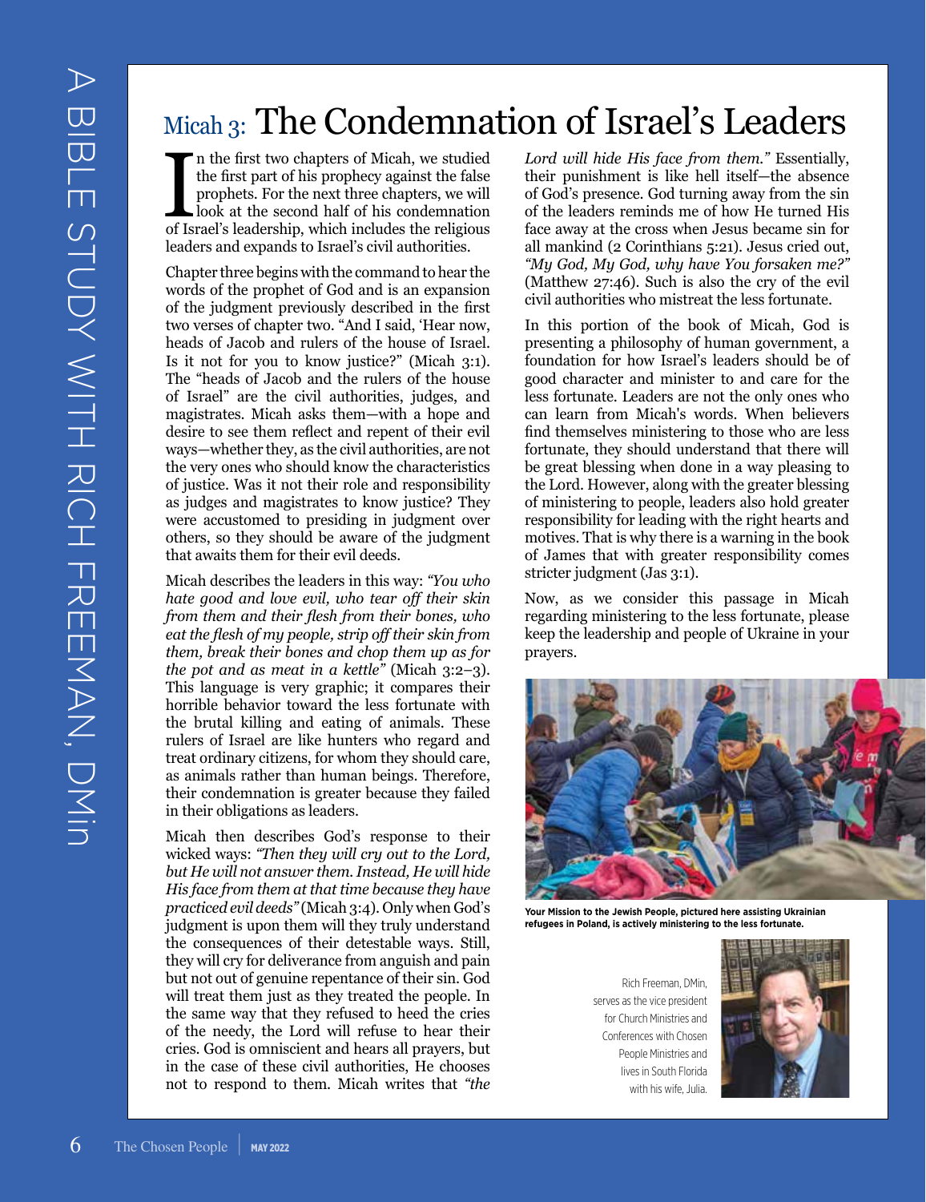# Micah 3: The Condemnation of Israel's Leaders

In the first two chapters of Micah, we studied the first part of his prophecy against the false prophets. For the next three chapters, we will look at the second half of his condemnation of Israel's leadership, which includes the religious leaders and expands to Israel's civil authorities.

Chapter three begins with the command to hear the words of the prophet of God and is an expansion of the judgment previously described in the first two verses of chapter two. "And I said, 'Hear now, heads of Jacob and rulers of the house of Israel. Is it not for you to know justice?" (Micah 3:1). The "heads of Jacob and the rulers of the house of Israel" are the civil authorities, judges, and magistrates. Micah asks them—with a hope and desire to see them reflect and repent of their evil ways—whether they, as the civil authorities, are not the very ones who should know the characteristics of justice. Was it not their role and responsibility as judges and magistrates to know justice? They were accustomed to presiding in judgment over others, so they should be aware of the judgment that awaits them for their evil deeds.

Micah describes the leaders in this way: *"You who hate good and love evil, who tear off their skin from them and their flesh from their bones, who eat the flesh of my people, strip off their skin from them, break their bones and chop them up as for the pot and as meat in a kettle"* (Micah 3:2–3). This language is very graphic; it compares their horrible behavior toward the less fortunate with the brutal killing and eating of animals. These rulers of Israel are like hunters who regard and treat ordinary citizens, for whom they should care, as animals rather than human beings. Therefore, their condemnation is greater because they failed in their obligations as leaders.

Micah then describes God's response to their wicked ways: *"Then they will cry out to the Lord, but He will not answer them. Instead, He will hide His face from them at that time because they have practiced evil deeds"* (Micah 3:4). Only when God's judgment is upon them will they truly understand the consequences of their detestable ways. Still, they will cry for deliverance from anguish and pain but not out of genuine repentance of their sin. God will treat them just as they treated the people. In the same way that they refused to heed the cries of the needy, the Lord will refuse to hear their cries. God is omniscient and hears all prayers, but in the case of these civil authorities, He chooses not to respond to them. Micah writes that *"the Lord will hide His face from them."* Essentially, their punishment is like hell itself—the absence of God's presence. God turning away from the sin of the leaders reminds me of how He turned His face away at the cross when Jesus became sin for all mankind (2 Corinthians 5:21). Jesus cried out, *"My God, My God, why have You forsaken me?"* (Matthew 27:46). Such is also the cry of the evil civil authorities who mistreat the less fortunate.

In this portion of the book of Micah, God is presenting a philosophy of human government, a foundation for how Israel's leaders should be of good character and minister to and care for the less fortunate. Leaders are not the only ones who can learn from Micah's words. When believers find themselves ministering to those who are less fortunate, they should understand that there will be great blessing when done in a way pleasing to the Lord. However, along with the greater blessing of ministering to people, leaders also hold greater responsibility for leading with the right hearts and motives. That is why there is a warning in the book of James that with greater responsibility comes stricter judgment (Jas 3:1).

Now, as we consider this passage in Micah regarding ministering to the less fortunate, please keep the leadership and people of Ukraine in your prayers.

**Your Mission to the Jewish People, pictured here assisting Ukrainian refugees in Poland, is actively ministering to the less fortunate.**

Rich Freeman, DMin, serves as the vice president for Church Ministries and Conferences with Chosen People Ministries and lives in South Florida with his wife, Julia.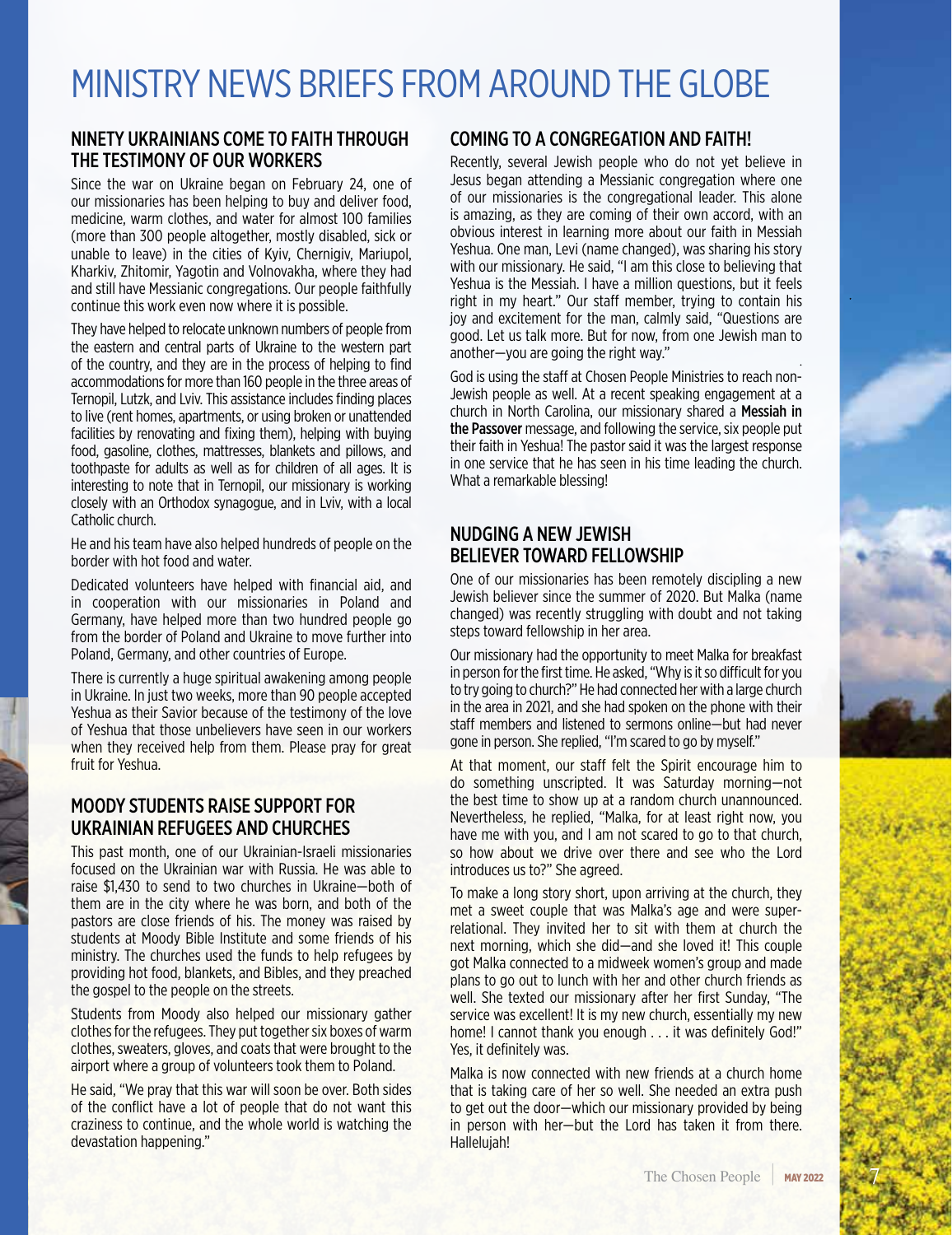# MINISTRY NEWS BRIEFS FROM AROUND THE GLOBE

## NINETY UKRAINIANS COME TO FAITH THROUGH THE TESTIMONY OF OUR WORKERS

Since the war on Ukraine began on February 24, one of our missionaries has been helping to buy and deliver food, medicine, warm clothes, and water for almost 100 families (more than 300 people altogether, mostly disabled, sick or unable to leave) in the cities of Kyiv, Chernigiv, Mariupol, Kharkiv, Zhitomir, Yagotin and Volnovakha, where they had and still have Messianic congregations. Our people faithfully continue this work even now where it is possible.

They have helped to relocate unknown numbers of people from the eastern and central parts of Ukraine to the western part of the country, and they are in the process of helping to find accommodations for more than 160 people in the three areas of Ternopil, Lutzk, and Lviv. This assistance includes finding places to live (rent homes, apartments, or using broken or unattended facilities by renovating and fixing them), helping with buying food, gasoline, clothes, mattresses, blankets and pillows, and toothpaste for adults as well as for children of all ages. It is interesting to note that in Ternopil, our missionary is working closely with an Orthodox synagogue, and in Lviv, with a local Catholic church.

He and his team have also helped hundreds of people on the border with hot food and water.

Dedicated volunteers have helped with financial aid, and in cooperation with our missionaries in Poland and Germany, have helped more than two hundred people go from the border of Poland and Ukraine to move further into Poland, Germany, and other countries of Europe.

There is currently a huge spiritual awakening among people in Ukraine. In just two weeks, more than 90 people accepted Yeshua as their Savior because of the testimony of the love of Yeshua that those unbelievers have seen in our workers when they received help from them. Please pray for great fruit for Yeshua.

## MOODY STUDENTS RAISE SUPPORT FOR UKRAINIAN REFUGEES AND CHURCHES

This past month, one of our Ukrainian-Israeli missionaries focused on the Ukrainian war with Russia. He was able to raise $1,430 to send to two churches in Ukraine—both of them are in the city where he was born, and both of the pastors are close friends of his. The money was raised by students at Moody Bible Institute and some friends of his ministry. The churches used the funds to help refugees by providing hot food, blankets, and Bibles, and they preached the gospel to the people on the streets.

Students from Moody also helped our missionary gather clothes for the refugees. They put together six boxes of warm clothes, sweaters, gloves, and coats that were brought to the airport where a group of volunteers took them to Poland.

He said, "We pray that this war will soon be over. Both sides of the conflict have a lot of people that do not want this craziness to continue, and the whole world is watching the devastation happening."

## COMING TO A CONGREGATION AND FAITH!

Recently, several Jewish people who do not yet believe in Jesus began attending a Messianic congregation where one of our missionaries is the congregational leader. This alone is amazing, as they are coming of their own accord, with an obvious interest in learning more about our faith in Messiah Yeshua. One man, Levi (name changed), was sharing his story with our missionary. He said, "I am this close to believing that Yeshua is the Messiah. I have a million questions, but it feels right in my heart." Our staff member, trying to contain his joy and excitement for the man, calmly said, "Questions are good. Let us talk more. But for now, from one Jewish man to another—you are going the right way."

God is using the staff at Chosen People Ministries to reach non-Jewish people as well. At a recent speaking engagement at a church in North Carolina, our missionary shared a **Messiah in the Passover** message, and following the service, six people put their faith in Yeshua! The pastor said it was the largest response in one service that he has seen in his time leading the church. What a remarkable blessing!

## NUDGING A NEW JEWISH BELIEVER TOWARD FELLOWSHIP

One of our missionaries has been remotely discipling a new Jewish believer since the summer of 2020. But Malka (name changed) was recently struggling with doubt and not taking steps toward fellowship in her area.

Our missionary had the opportunity to meet Malka for breakfast in person for the first time. He asked, "Why is it so difficult for you to try going to church?" He had connected her with a large church in the area in 2021, and she had spoken on the phone with their staff members and listened to sermons online—but had never gone in person. She replied, "I'm scared to go by myself."

At that moment, our staff felt the Spirit encourage him to do something unscripted. It was Saturday morning—not the best time to show up at a random church unannounced. Nevertheless, he replied, "Malka, for at least right now, you have me with you, and I am not scared to go to that church, so how about we drive over there and see who the Lord introduces us to?" She agreed.

To make a long story short, upon arriving at the church, they met a sweet couple that was Malka's age and were super-relational. They invited her to sit with them at church the next morning, which she did—and she loved it! This couple got Malka connected to a midweek women's group and made plans to go out to lunch with her and other church friends as well. She texted our missionary after her first Sunday, "The service was excellent! It is my new church, essentially my new home! I cannot thank you enough . . . it was definitely God!" Yes, it definitely was.

Malka is now connected with new friends at a church home that is taking care of her so well. She needed an extra push to get out the door—which our missionary provided by being in person with her—but the Lord has taken it from there. Hallelujah!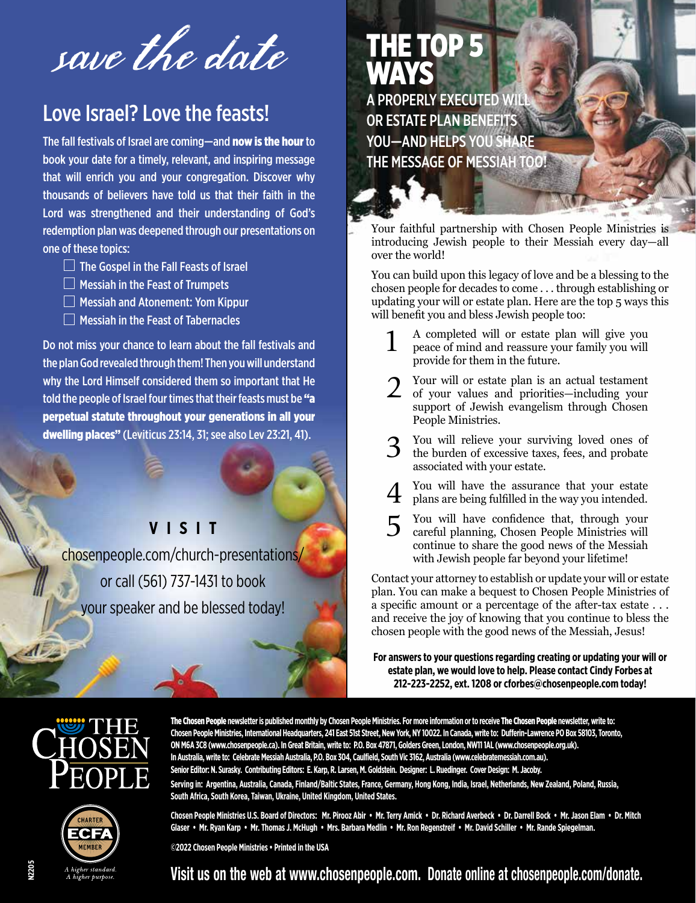# save the date

## Love Israel? Love the feasts!

The fall festivals of Israel are coming—and **now is the hour** to book your date for a timely, relevant, and inspiring message that will enrich you and your congregation. Discover why thousands of believers have told us that their faith in the Lord was strengthened and their understanding of God's redemption plan was deepened through our presentations on one of these topics:

- ☐ The Gospel in the Fall Feasts of Israel
- ☐ Messiah in the Feast of Trumpets
- ☐ Messiah and Atonement: Yom Kippur
- ☐ Messiah in the Feast of Tabernacles

Do not miss your chance to learn about the fall festivals and the plan God revealed through them! Then you will understand why the Lord Himself considered them so important that He told the people of Israel four times that their feasts must be **"a perpetual statute throughout your generations in all your dwelling places"** (Leviticus 23:14, 31; see also Lev 23:21, 41).

**VISIT**

chosenpeople.com/church-presentations/ or call (561) 737-1431 to book your speaker and be blessed today!

# THE TOP 5 WAYS

## A PROPERLY EXECUTED WILL OR ESTATE PLAN BENEFITS YOU—AND HELPS YOU SHARE THE MESSAGE OF MESSIAH TOO!

Your faithful partnership with Chosen People Ministries is introducing Jewish people to their Messiah every day—all over the world!

You can build upon this legacy of love and be a blessing to the chosen people for decades to come . . . through establishing or updating your will or estate plan. Here are the top 5 ways this will benefit you and bless Jewish people too:

1. A completed will or estate plan will give you peace of mind and reassure your family you will provide for them in the future.
2. Your will or estate plan is an actual testament of your values and priorities—including your support of Jewish evangelism through Chosen People Ministries.
3. You will relieve your surviving loved ones of the burden of excessive taxes, fees, and probate associated with your estate.
4. You will have the assurance that your estate plans are being fulfilled in the way you intended.
5. You will have confidence that, through your careful planning, Chosen People Ministries will continue to share the good news of the Messiah with Jewish people far beyond your lifetime!

Contact your attorney to establish or update your will or estate plan. You can make a bequest to Chosen People Ministries of a specific amount or a percentage of the after-tax estate . . . and receive the joy of knowing that you continue to bless the chosen people with the good news of the Messiah, Jesus!

**For answers to your questions regarding creating or updating your will or estate plan, we would love to help. Please contact Cindy Forbes at 212-223-2252, ext. 1208 or cforbes@chosenpeople.com today!**

THE CHOSEN PEOPLE

CHARTER ECFA MEMBER — *A higher standard. A higher purpose.*

**The Chosen People** newsletter is published monthly by Chosen People Ministries. For more information or to receive **The Chosen People** newsletter, write to: Chosen People Ministries, International Headquarters, 241 East 51st Street, New York, NY 10022. In Canada, write to: Dufferin-Lawrence PO Box 58103, Toronto, ON M6A 3C8 (www.chosenpeople.ca). In Great Britain, write to: P.O. Box 47871, Golders Green, London, NW11 1AL (www.chosenpeople.org.uk). In Australia, write to: Celebrate Messiah Australia, P.O. Box 304, Caulfield, South Vic 3162, Australia (www.celebratemessiah.com.au).
Senior Editor: N. Surasky. Contributing Editors: E. Karp, R. Larsen, M. Goldstein. Designer: L. Ruedinger. Cover Design: M. Jacoby.

Serving in: Argentina, Australia, Canada, Finland/Baltic States, France, Germany, Hong Kong, India, Israel, Netherlands, New Zealand, Poland, Russia, South Africa, South Korea, Taiwan, Ukraine, United Kingdom, United States.

Chosen People Ministries U.S. Board of Directors: Mr. Pirooz Abir • Mr. Terry Amick • Dr. Richard Averbeck • Dr. Darrell Bock • Mr. Jason Elam • Dr. Mitch Glaser • Mr. Ryan Karp • Mr. Thomas J. McHugh • Mrs. Barbara Medlin • Mr. Ron Regenstreif • Mr. David Schiller • Mr. Rande Spiegelman.

©2022 Chosen People Ministries • Printed in the USA

N2205

**Visit us on the web at www.chosenpeople.com. Donate online at chosenpeople.com/donate.**